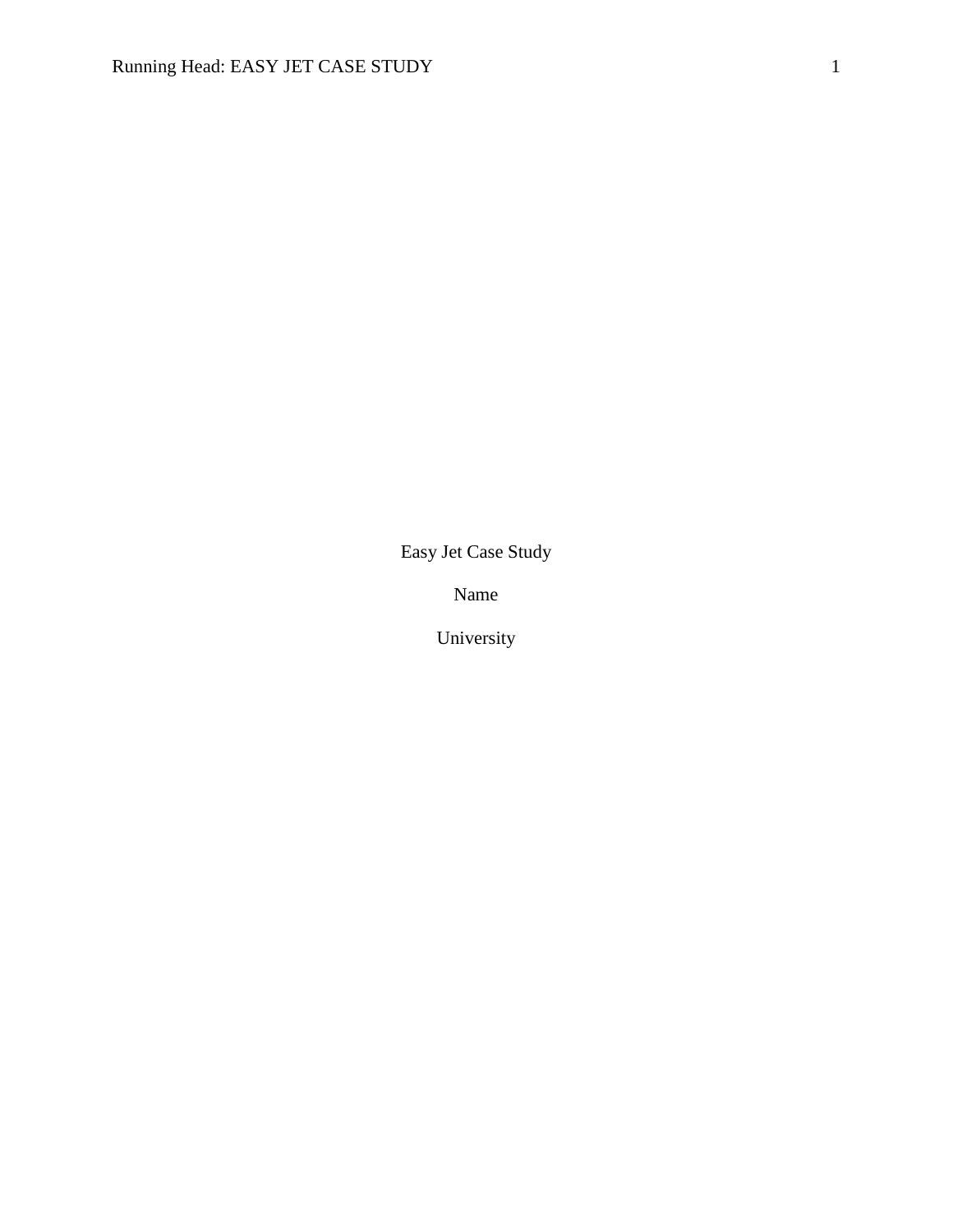Easy Jet Case Study

Name

University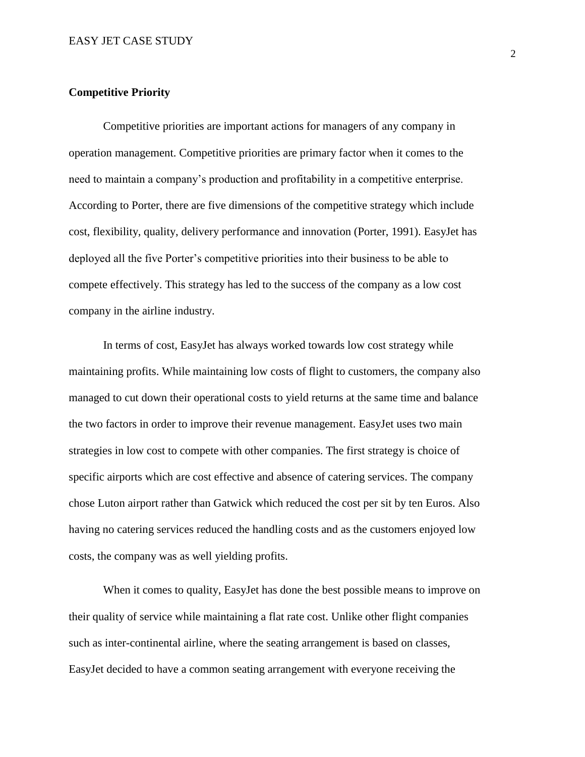## Competitive Priority

Competitive priorities are important actions for managers of any company in operation management. Competitive priorities are primary factor when it comes to the need to maintain a company's production and profitability in a competitive enterprise. According to Porter, there are five dimensions of the competitive strategy which include cost, flexibility, quality, delivery performance and innovation (Porter, 1991). EasyJet has deployed all the five Porter's competitive priorities into their business to be able to compete effectively. This strategy has led to the success of the company as a low cost company in the airline industry.

In terms of cost, EasyJet has always worked towards low cost strategy while maintaining profits. While maintaining low costs of flight to customers, the company also managed to cut down their operational costs to yield returns at the same time and balance the two factors in order to improve their revenue management. EasyJet uses two main strategies in low cost to compete with other companies. The first strategy is choice of specific airports which are cost effective and absence of catering services. The company chose Luton airport rather than Gatwick which reduced the cost per sit by ten Euros. Also having no catering services reduced the handling costs and as the customers enjoyed low costs, the company was as well yielding profits.

When it comes to quality, EasyJet has done the best possible means to improve on their quality of service while maintaining a flat rate cost. Unlike other flight companies such as inter-continental airline, where the seating arrangement is based on classes, EasyJet decided to have a common seating arrangement with everyone receiving the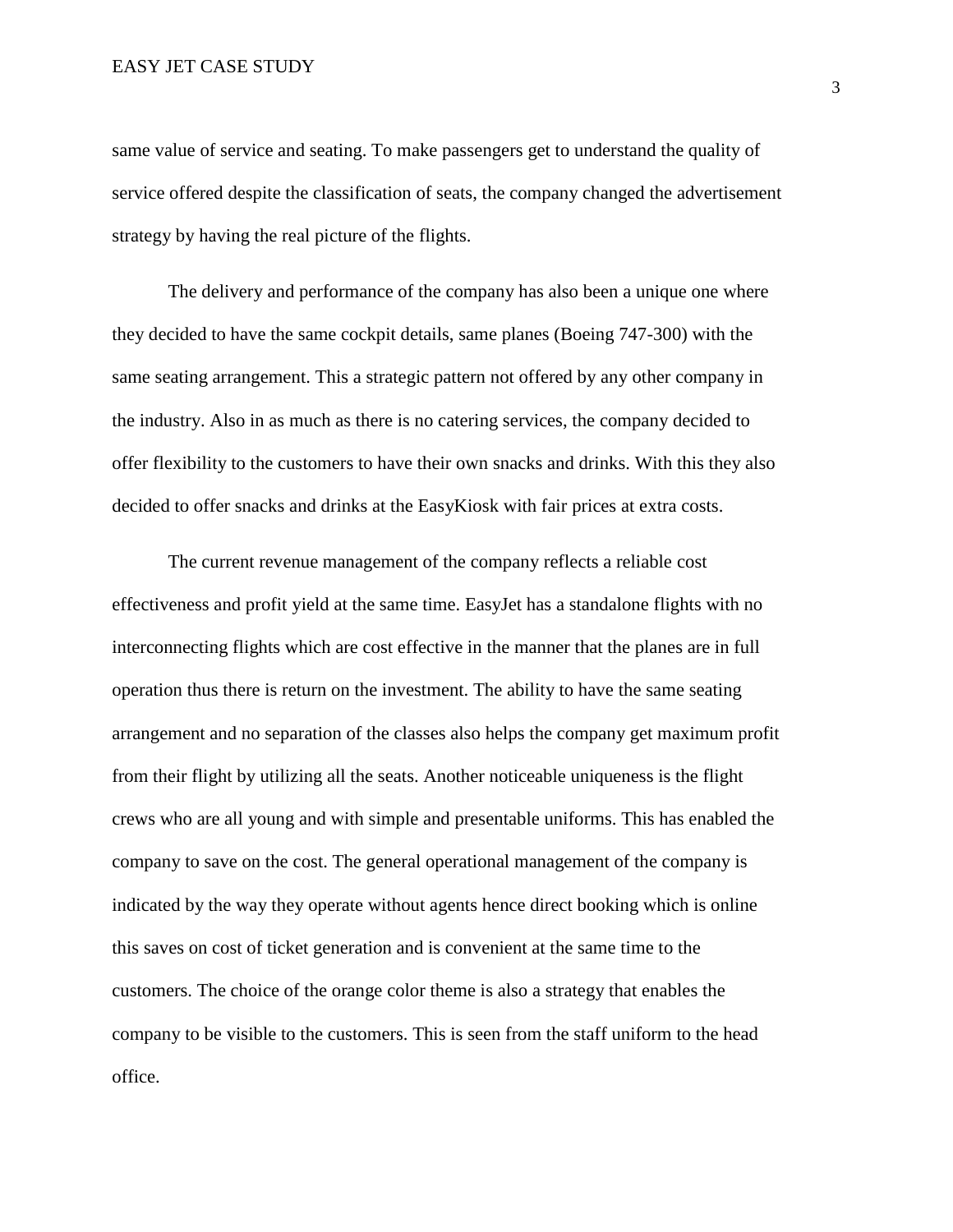same value of service and seating. To make passengers get to understand the quality of service offered despite the classification of seats, the company changed the advertisement strategy by having the real picture of the flights.

The delivery and performance of the company has also been a unique one where they decided to have the same cockpit details, same planes (Boeing 747-300) with the same seating arrangement. This a strategic pattern not offered by any other company in the industry. Also in as much as there is no catering services, the company decided to offer flexibility to the customers to have their own snacks and drinks. With this they also decided to offer snacks and drinks at the EasyKiosk with fair prices at extra costs.

The current revenue management of the company reflects a reliable cost effectiveness and profit yield at the same time. EasyJet has a standalone flights with no interconnecting flights which are cost effective in the manner that the planes are in full operation thus there is return on the investment. The ability to have the same seating arrangement and no separation of the classes also helps the company get maximum profit from their flight by utilizing all the seats. Another noticeable uniqueness is the flight crews who are all young and with simple and presentable uniforms. This has enabled the company to save on the cost. The general operational management of the company is indicated by the way they operate without agents hence direct booking which is online this saves on cost of ticket generation and is convenient at the same time to the customers. The choice of the orange color theme is also a strategy that enables the company to be visible to the customers. This is seen from the staff uniform to the head office.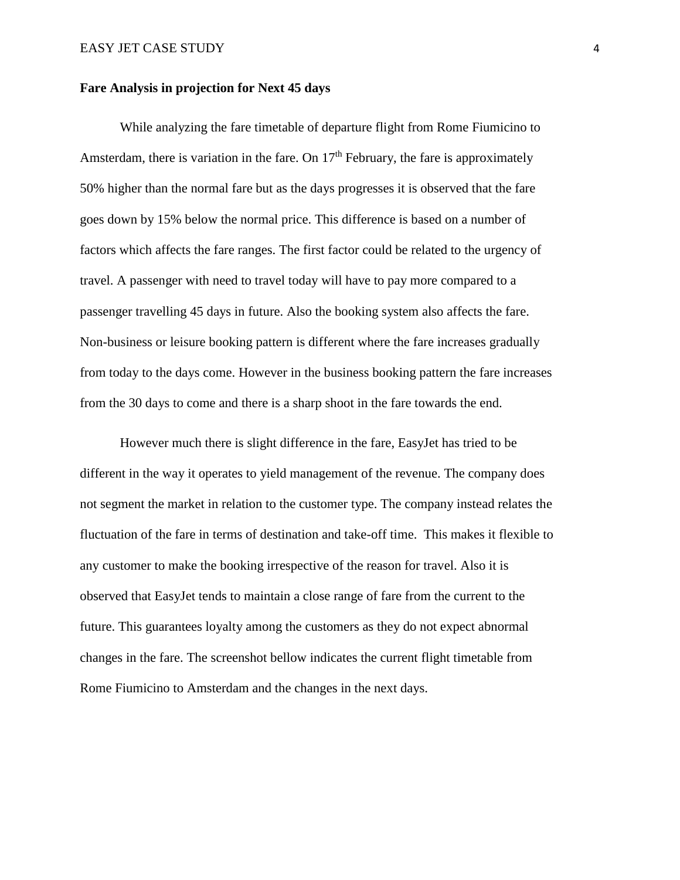**Fare Analysis in projection for Next 45 days**

While analyzing the fare timetable of departure flight from Rome Fiumicino to Amsterdam, there is variation in the fare. On 17th February, the fare is approximately 50% higher than the normal fare but as the days progresses it is observed that the fare goes down by 15% below the normal price. This difference is based on a number of factors which affects the fare ranges. The first factor could be related to the urgency of travel. A passenger with need to travel today will have to pay more compared to a passenger travelling 45 days in future. Also the booking system also affects the fare. Non-business or leisure booking pattern is different where the fare increases gradually from today to the days come. However in the business booking pattern the fare increases from the 30 days to come and there is a sharp shoot in the fare towards the end.

However much there is slight difference in the fare, EasyJet has tried to be different in the way it operates to yield management of the revenue. The company does not segment the market in relation to the customer type. The company instead relates the fluctuation of the fare in terms of destination and take-off time. This makes it flexible to any customer to make the booking irrespective of the reason for travel. Also it is observed that EasyJet tends to maintain a close range of fare from the current to the future. This guarantees loyalty among the customers as they do not expect abnormal changes in the fare. The screenshot bellow indicates the current flight timetable from Rome Fiumicino to Amsterdam and the changes in the next days.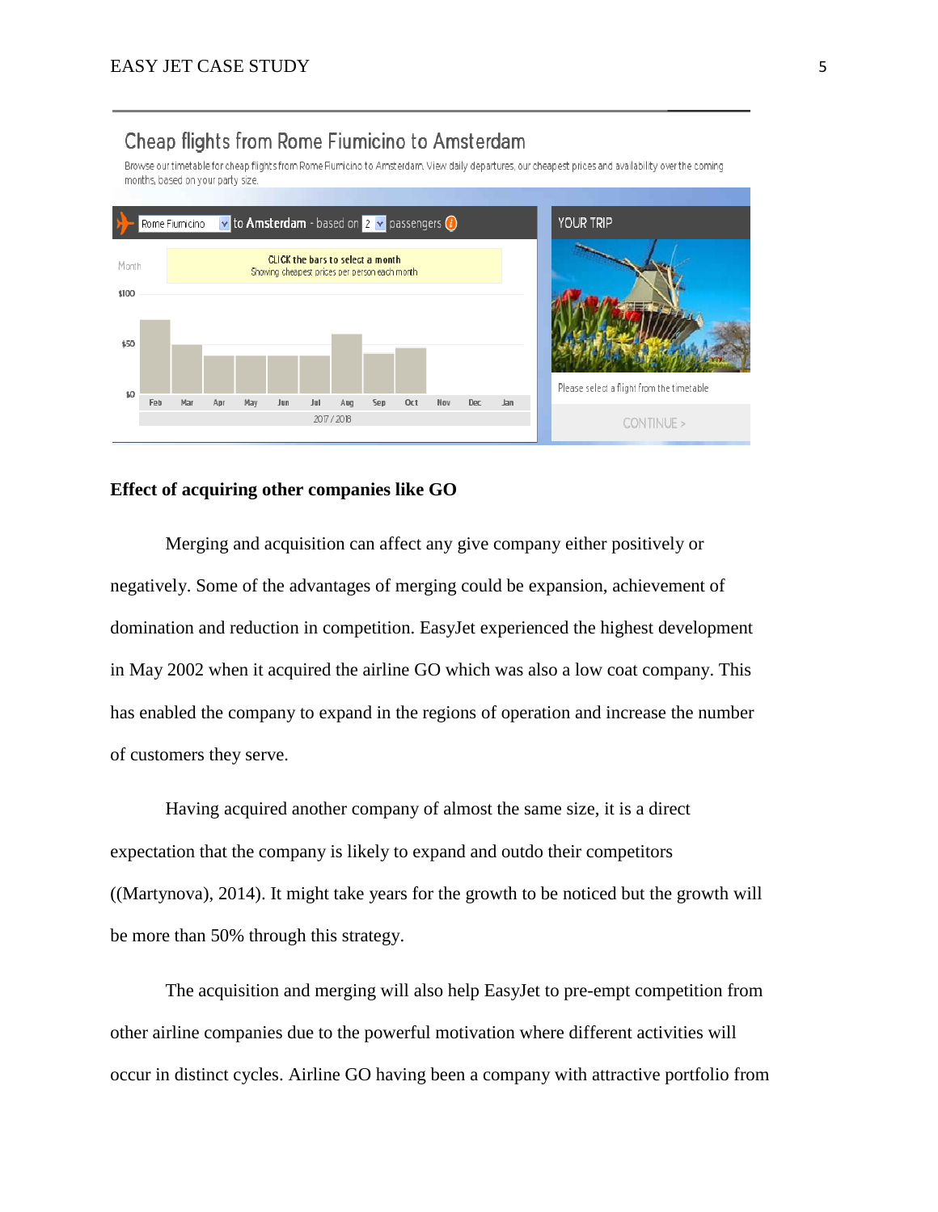**Effect of acquiring other companies like GO**

Merging and acquisition can affect any give company either positively or negatively. Some of the advantages of merging could be expansion, achievement of domination and reduction in competition. EasyJet experienced the highest development in May 2002 when it acquired the airline GO which was also a low coat company. This has enabled the company to expand in the regions of operation and increase the number of customers they serve.

Having acquired another company of almost the same size, it is a direct expectation that the company is likely to expand and outdo their competitors ((Martynova), 2014). It might take years for the growth to be noticed but the growth will be more than 50% through this strategy.

The acquisition and merging will also help EasyJet to pre-empt competition from other airline companies due to the powerful motivation where different activities will occur in distinct cycles. Airline GO having been a company with attractive portfolio from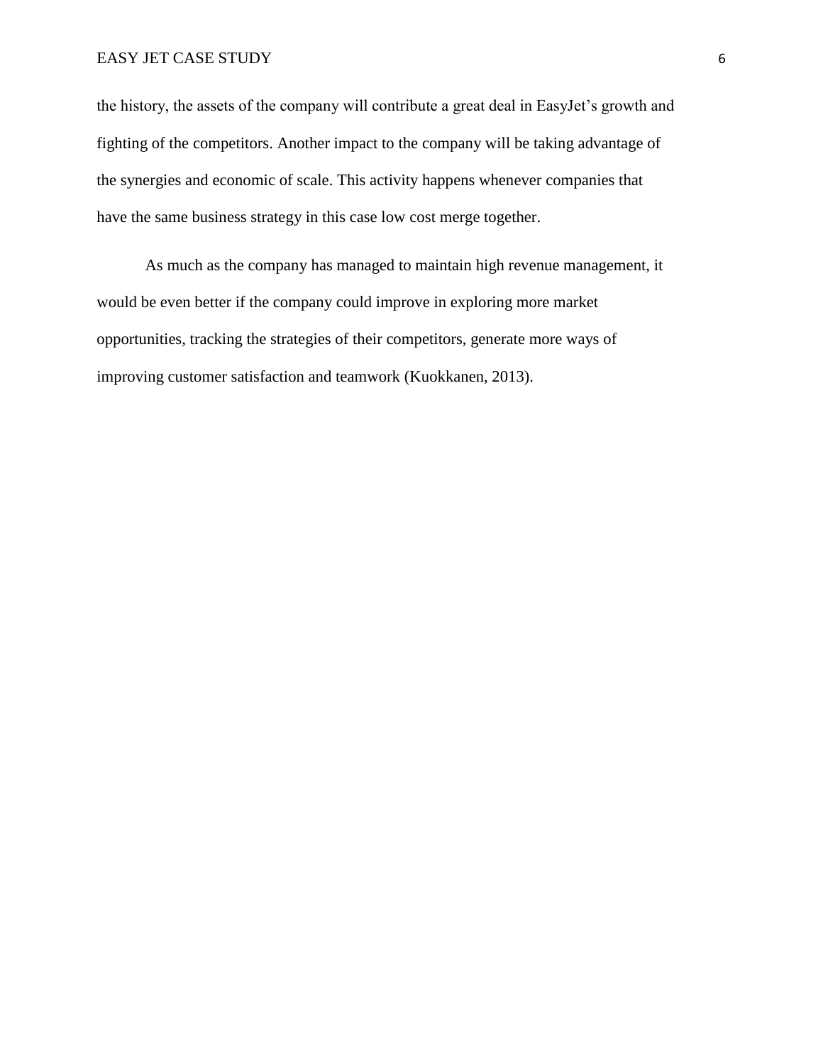the history, the assets of the company will contribute a great deal in EasyJet's growth and fighting of the competitors. Another impact to the company will be taking advantage of the synergies and economic of scale. This activity happens whenever companies that have the same business strategy in this case low cost merge together.

As much as the company has managed to maintain high revenue management, it would be even better if the company could improve in exploring more market opportunities, tracking the strategies of their competitors, generate more ways of improving customer satisfaction and teamwork (Kuokkanen, 2013).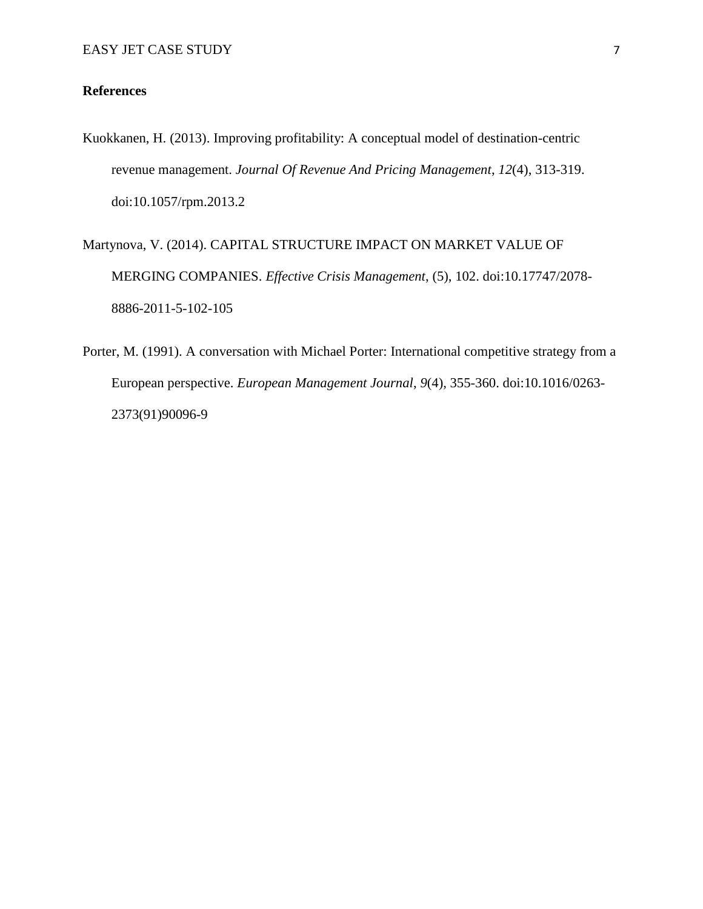**References**

Kuokkanen, H. (2013). Improving profitability: A conceptual model of destination-centric revenue management. *Journal Of Revenue And Pricing Management*, *12*(4), 313-319. doi:10.1057/rpm.2013.2

Martynova, V. (2014). CAPITAL STRUCTURE IMPACT ON MARKET VALUE OF MERGING COMPANIES. *Effective Crisis Management*, (5), 102. doi:10.17747/2078-8886-2011-5-102-105

Porter, M. (1991). A conversation with Michael Porter: International competitive strategy from a European perspective. *European Management Journal*, *9*(4), 355-360. doi:10.1016/0263-2373(91)90096-9